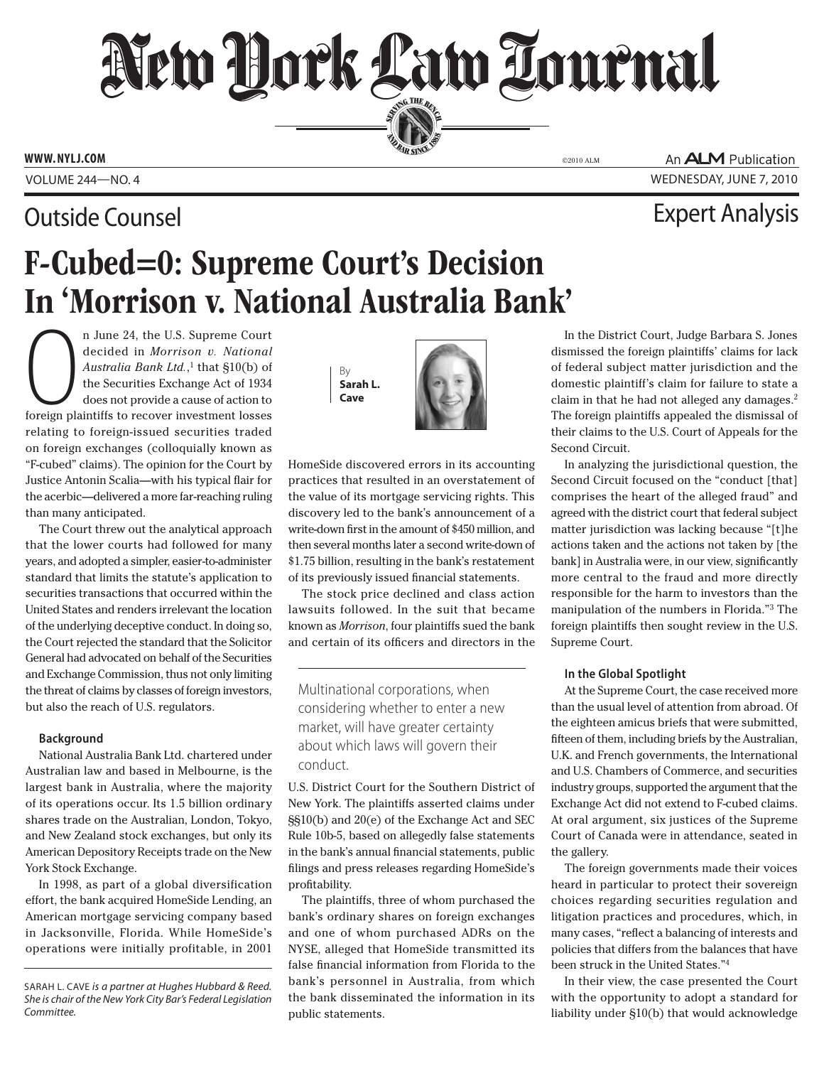Outside Counsel

Expert Analysis

# F-Cubed=0: Supreme Court's Decision In 'Morrison v. National Australia Bank'

By **Sarah L. Cave**

On June 24, the U.S. Supreme Court decided in *Morrison v. National Australia Bank Ltd.*,[1] that §10(b) of the Securities Exchange Act of 1934 does not provide a cause of action to foreign plaintiffs to recover investment losses relating to foreign-issued securities traded on foreign exchanges (colloquially known as "F-cubed" claims). The opinion for the Court by Justice Antonin Scalia—with his typical flair for the acerbic—delivered a more far-reaching ruling than many anticipated.

The Court threw out the analytical approach that the lower courts had followed for many years, and adopted a simpler, easier-to-administer standard that limits the statute's application to securities transactions that occurred within the United States and renders irrelevant the location of the underlying deceptive conduct. In doing so, the Court rejected the standard that the Solicitor General had advocated on behalf of the Securities and Exchange Commission, thus not only limiting the threat of claims by classes of foreign investors, but also the reach of U.S. regulators.

#### Background

National Australia Bank Ltd. chartered under Australian law and based in Melbourne, is the largest bank in Australia, where the majority of its operations occur. Its 1.5 billion ordinary shares trade on the Australian, London, Tokyo, and New Zealand stock exchanges, but only its American Depository Receipts trade on the New York Stock Exchange.

In 1998, as part of a global diversification effort, the bank acquired HomeSide Lending, an American mortgage servicing company based in Jacksonville, Florida. While HomeSide's operations were initially profitable, in 2001 HomeSide discovered errors in its accounting practices that resulted in an overstatement of the value of its mortgage servicing rights. This discovery led to the bank's announcement of a write-down first in the amount of $450 million, and then several months later a second write-down of $1.75 billion, resulting in the bank's restatement of its previously issued financial statements.

The stock price declined and class action lawsuits followed. In the suit that became known as *Morrison*, four plaintiffs sued the bank and certain of its officers and directors in the U.S. District Court for the Southern District of New York. The plaintiffs asserted claims under §§10(b) and 20(e) of the Exchange Act and SEC Rule 10b-5, based on allegedly false statements in the bank's annual financial statements, public filings and press releases regarding HomeSide's profitability.

> Multinational corporations, when considering whether to enter a new market, will have greater certainty about which laws will govern their conduct.

The plaintiffs, three of whom purchased the bank's ordinary shares on foreign exchanges and one of whom purchased ADRs on the NYSE, alleged that HomeSide transmitted its false financial information from Florida to the bank's personnel in Australia, from which the bank disseminated the information in its public statements.

In the District Court, Judge Barbara S. Jones dismissed the foreign plaintiffs' claims for lack of federal subject matter jurisdiction and the domestic plaintiff's claim for failure to state a claim in that he had not alleged any damages.[2] The foreign plaintiffs appealed the dismissal of their claims to the U.S. Court of Appeals for the Second Circuit.

In analyzing the jurisdictional question, the Second Circuit focused on the "conduct [that] comprises the heart of the alleged fraud" and agreed with the district court that federal subject matter jurisdiction was lacking because "[t]he actions taken and the actions not taken by [the bank] in Australia were, in our view, significantly more central to the fraud and more directly responsible for the harm to investors than the manipulation of the numbers in Florida."[3] The foreign plaintiffs then sought review in the U.S. Supreme Court.

#### In the Global Spotlight

At the Supreme Court, the case received more than the usual level of attention from abroad. Of the eighteen amicus briefs that were submitted, fifteen of them, including briefs by the Australian, U.K. and French governments, the International and U.S. Chambers of Commerce, and securities industry groups, supported the argument that the Exchange Act did not extend to F-cubed claims. At oral argument, six justices of the Supreme Court of Canada were in attendance, seated in the gallery.

The foreign governments made their voices heard in particular to protect their sovereign choices regarding securities regulation and litigation practices and procedures, which, in many cases, "reflect a balancing of interests and policies that differs from the balances that have been struck in the United States."[4]

In their view, the case presented the Court with the opportunity to adopt a standard for liability under §10(b) that would acknowledge

---

SARAH L. CAVE *is a partner at Hughes Hubbard & Reed. She is chair of the New York City Bar's Federal Legislation Committee.*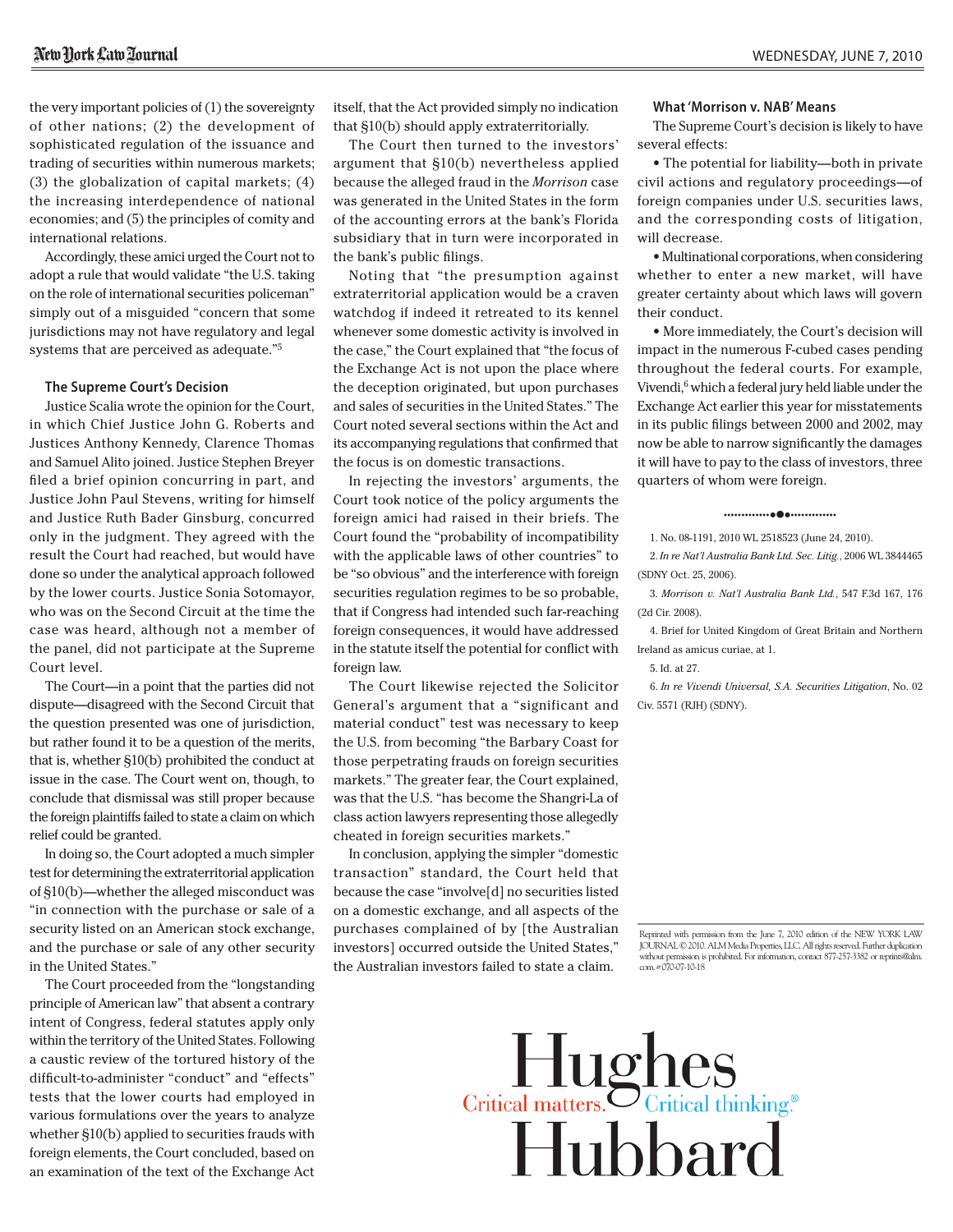the very important policies of (1) the sovereignty of other nations; (2) the development of sophisticated regulation of the issuance and trading of securities within numerous markets; (3) the globalization of capital markets; (4) the increasing interdependence of national economies; and (5) the principles of comity and international relations.

Accordingly, these amici urged the Court not to adopt a rule that would validate "the U.S. taking on the role of international securities policeman" simply out of a misguided "concern that some jurisdictions may not have regulatory and legal systems that are perceived as adequate."[5]

### The Supreme Court's Decision

Justice Scalia wrote the opinion for the Court, in which Chief Justice John G. Roberts and Justices Anthony Kennedy, Clarence Thomas and Samuel Alito joined. Justice Stephen Breyer filed a brief opinion concurring in part, and Justice John Paul Stevens, writing for himself and Justice Ruth Bader Ginsburg, concurred only in the judgment. They agreed with the result the Court had reached, but would have done so under the analytical approach followed by the lower courts. Justice Sonia Sotomayor, who was on the Second Circuit at the time the case was heard, although not a member of the panel, did not participate at the Supreme Court level.

The Court—in a point that the parties did not dispute—disagreed with the Second Circuit that the question presented was one of jurisdiction, but rather found it to be a question of the merits, that is, whether §10(b) prohibited the conduct at issue in the case. The Court went on, though, to conclude that dismissal was still proper because the foreign plaintiffs failed to state a claim on which relief could be granted.

In doing so, the Court adopted a much simpler test for determining the extraterritorial application of §10(b)—whether the alleged misconduct was "in connection with the purchase or sale of a security listed on an American stock exchange, and the purchase or sale of any other security in the United States."

The Court proceeded from the "longstanding principle of American law" that absent a contrary intent of Congress, federal statutes apply only within the territory of the United States. Following a caustic review of the tortured history of the difficult-to-administer "conduct" and "effects" tests that the lower courts had employed in various formulations over the years to analyze whether §10(b) applied to securities frauds with foreign elements, the Court concluded, based on an examination of the text of the Exchange Act itself, that the Act provided simply no indication that §10(b) should apply extraterritorially.

The Court then turned to the investors' argument that §10(b) nevertheless applied because the alleged fraud in the *Morrison* case was generated in the United States in the form of the accounting errors at the bank's Florida subsidiary that in turn were incorporated in the bank's public filings.

Noting that "the presumption against extraterritorial application would be a craven watchdog if indeed it retreated to its kennel whenever some domestic activity is involved in the case," the Court explained that "the focus of the Exchange Act is not upon the place where the deception originated, but upon purchases and sales of securities in the United States." The Court noted several sections within the Act and its accompanying regulations that confirmed that the focus is on domestic transactions.

In rejecting the investors' arguments, the Court took notice of the policy arguments the foreign amici had raised in their briefs. The Court found the "probability of incompatibility with the applicable laws of other countries" to be "so obvious" and the interference with foreign securities regulation regimes to be so probable, that if Congress had intended such far-reaching foreign consequences, it would have addressed in the statute itself the potential for conflict with foreign law.

The Court likewise rejected the Solicitor General's argument that a "significant and material conduct" test was necessary to keep the U.S. from becoming "the Barbary Coast for those perpetrating frauds on foreign securities markets." The greater fear, the Court explained, was that the U.S. "has become the Shangri-La of class action lawyers representing those allegedly cheated in foreign securities markets."

In conclusion, applying the simpler "domestic transaction" standard, the Court held that because the case "involve[d] no securities listed on a domestic exchange, and all aspects of the purchases complained of by [the Australian investors] occurred outside the United States," the Australian investors failed to state a claim.

### What 'Morrison v. NAB' Means

The Supreme Court's decision is likely to have several effects:

- The potential for liability—both in private civil actions and regulatory proceedings—of foreign companies under U.S. securities laws, and the corresponding costs of litigation, will decrease.
- Multinational corporations, when considering whether to enter a new market, will have greater certainty about which laws will govern their conduct.
- More immediately, the Court's decision will impact in the numerous F-cubed cases pending throughout the federal courts. For example, Vivendi,[6] which a federal jury held liable under the Exchange Act earlier this year for misstatements in its public filings between 2000 and 2002, may now be able to narrow significantly the damages it will have to pay to the class of investors, three quarters of whom were foreign.

---

1. No. 08-1191, 2010 WL 2518523 (June 24, 2010).
2. *In re Nat'l Australia Bank Ltd. Sec. Litig.*, 2006 WL 3844465 (SDNY Oct. 25, 2006).
3. *Morrison v. Nat'l Australia Bank Ltd.*, 547 F.3d 167, 176 (2d Cir. 2008).
4. Brief for United Kingdom of Great Britain and Northern Ireland as amicus curiae, at 1.
5. Id. at 27.
6. *In re Vivendi Universal, S.A. Securities Litigation*, No. 02 Civ. 5571 (RJH) (SDNY).

Reprinted with permission from the June 7, 2010 edition of the NEW YORK LAW JOURNAL © 2010. ALM Media Properties, LLC. All rights reserved. Further duplication without permission is prohibited. For information, contact 877-257-3382 or reprints@alm.com. # 070-07-10-18

Hughes Hubbard — Critical matters. Critical thinking.®